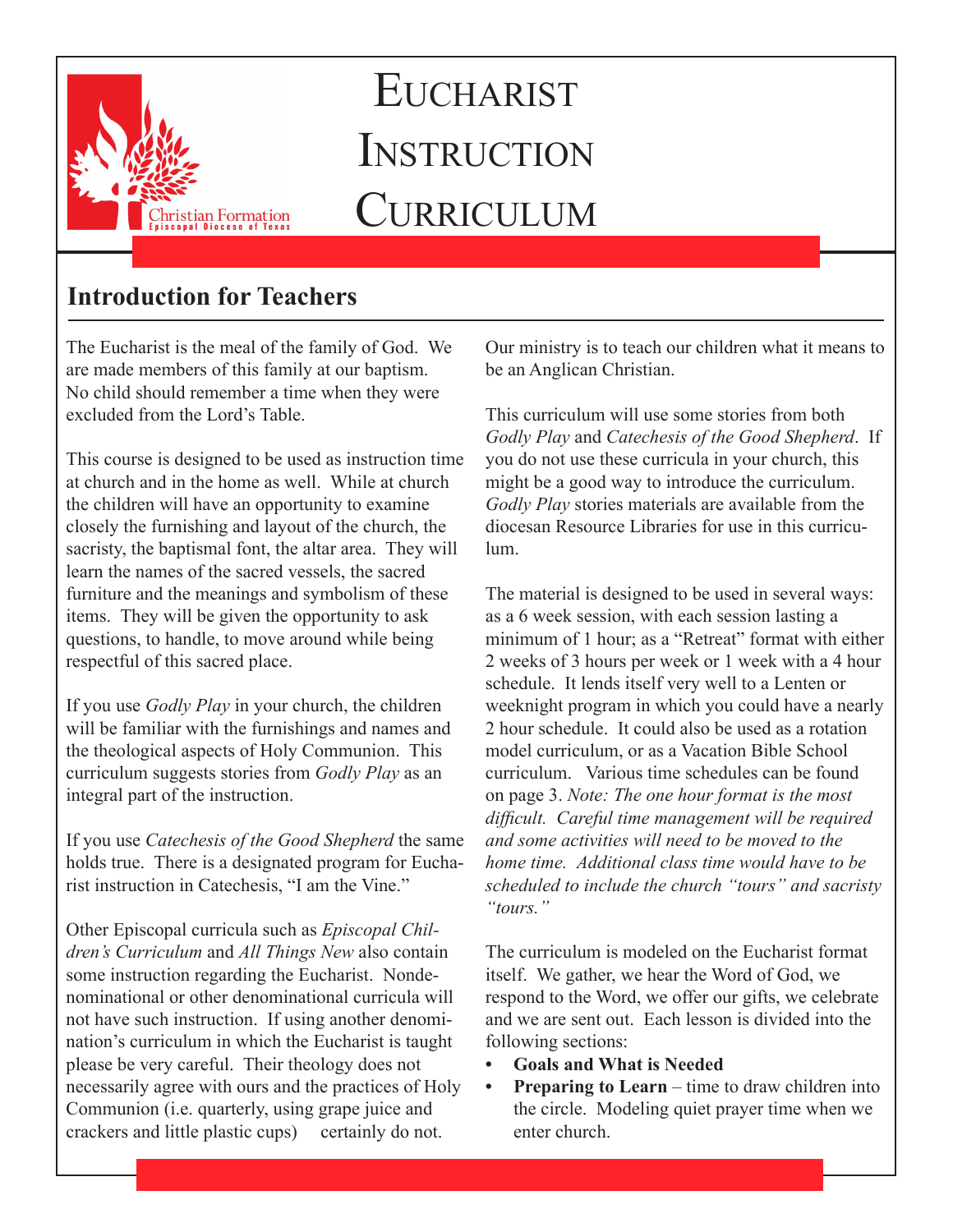Christian Formation
Episcopal Diocese of Texas

# Eucharist Instruction Curriculum

## Introduction for Teachers

The Eucharist is the meal of the family of God. We are made members of this family at our baptism. No child should remember a time when they were excluded from the Lord's Table.

This course is designed to be used as instruction time at church and in the home as well. While at church the children will have an opportunity to examine closely the furnishing and layout of the church, the sacristy, the baptismal font, the altar area. They will learn the names of the sacred vessels, the sacred furniture and the meanings and symbolism of these items. They will be given the opportunity to ask questions, to handle, to move around while being respectful of this sacred place.

If you use *Godly Play* in your church, the children will be familiar with the furnishings and names and the theological aspects of Holy Communion. This curriculum suggests stories from *Godly Play* as an integral part of the instruction.

If you use *Catechesis of the Good Shepherd* the same holds true. There is a designated program for Eucharist instruction in Catechesis, "I am the Vine."

Other Episcopal curricula such as *Episcopal Children's Curriculum* and *All Things New* also contain some instruction regarding the Eucharist. Nondenominational or other denominational curricula will not have such instruction. If using another denomination's curriculum in which the Eucharist is taught please be very careful. Their theology does not necessarily agree with ours and the practices of Holy Communion (i.e. quarterly, using grape juice and crackers and little plastic cups) certainly do not.

Our ministry is to teach our children what it means to be an Anglican Christian.

This curriculum will use some stories from both *Godly Play* and *Catechesis of the Good Shepherd*. If you do not use these curricula in your church, this might be a good way to introduce the curriculum. *Godly Play* stories materials are available from the diocesan Resource Libraries for use in this curriculum.

The material is designed to be used in several ways: as a 6 week session, with each session lasting a minimum of 1 hour; as a "Retreat" format with either 2 weeks of 3 hours per week or 1 week with a 4 hour schedule. It lends itself very well to a Lenten or weeknight program in which you could have a nearly 2 hour schedule. It could also be used as a rotation model curriculum, or as a Vacation Bible School curriculum. Various time schedules can be found on page 3. *Note: The one hour format is the most difficult. Careful time management will be required and some activities will need to be moved to the home time. Additional class time would have to be scheduled to include the church "tours" and sacristy "tours."*

The curriculum is modeled on the Eucharist format itself. We gather, we hear the Word of God, we respond to the Word, we offer our gifts, we celebrate and we are sent out. Each lesson is divided into the following sections:

- **Goals and What is Needed**
- **Preparing to Learn** – time to draw children into the circle. Modeling quiet prayer time when we enter church.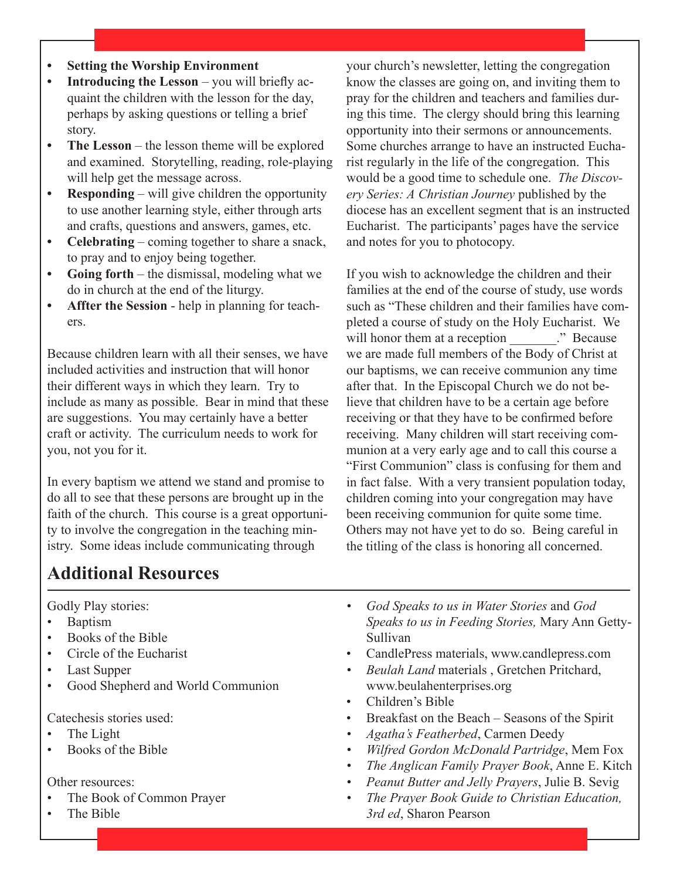- **Setting the Worship Environment**
- **Introducing the Lesson** – you will briefly acquaint the children with the lesson for the day, perhaps by asking questions or telling a brief story.
- **The Lesson** – the lesson theme will be explored and examined. Storytelling, reading, role-playing will help get the message across.
- **Responding** – will give children the opportunity to use another learning style, either through arts and crafts, questions and answers, games, etc.
- **Celebrating** – coming together to share a snack, to pray and to enjoy being together.
- **Going forth** – the dismissal, modeling what we do in church at the end of the liturgy.
- **Affter the Session** - help in planning for teachers.

Because children learn with all their senses, we have included activities and instruction that will honor their different ways in which they learn. Try to include as many as possible. Bear in mind that these are suggestions. You may certainly have a better craft or activity. The curriculum needs to work for you, not you for it.

In every baptism we attend we stand and promise to do all to see that these persons are brought up in the faith of the church. This course is a great opportunity to involve the congregation in the teaching ministry. Some ideas include communicating through your church's newsletter, letting the congregation know the classes are going on, and inviting them to pray for the children and teachers and families during this time. The clergy should bring this learning opportunity into their sermons or announcements. Some churches arrange to have an instructed Eucharist regularly in the life of the congregation. This would be a good time to schedule one. *The Discovery Series: A Christian Journey* published by the diocese has an excellent segment that is an instructed Eucharist. The participants' pages have the service and notes for you to photocopy.

If you wish to acknowledge the children and their families at the end of the course of study, use words such as "These children and their families have completed a course of study on the Holy Eucharist. We will honor them at a reception _______." Because we are made full members of the Body of Christ at our baptisms, we can receive communion any time after that. In the Episcopal Church we do not believe that children have to be a certain age before receiving or that they have to be confirmed before receiving. Many children will start receiving communion at a very early age and to call this course a "First Communion" class is confusing for them and in fact false. With a very transient population today, children coming into your congregation may have been receiving communion for quite some time. Others may not have yet to do so. Being careful in the titling of the class is honoring all concerned.

## Additional Resources

Godly Play stories:
- Baptism
- Books of the Bible
- Circle of the Eucharist
- Last Supper
- Good Shepherd and World Communion

Catechesis stories used:
- The Light
- Books of the Bible

Other resources:
- The Book of Common Prayer
- The Bible
- *God Speaks to us in Water Stories* and *God Speaks to us in Feeding Stories,* Mary Ann Getty-Sullivan
- CandlePress materials, www.candlepress.com
- *Beulah Land* materials , Gretchen Pritchard, www.beulahenterprises.org
- Children's Bible
- Breakfast on the Beach – Seasons of the Spirit
- *Agatha's Featherbed*, Carmen Deedy
- *Wilfred Gordon McDonald Partridge*, Mem Fox
- *The Anglican Family Prayer Book*, Anne E. Kitch
- *Peanut Butter and Jelly Prayers*, Julie B. Sevig
- *The Prayer Book Guide to Christian Education, 3rd ed*, Sharon Pearson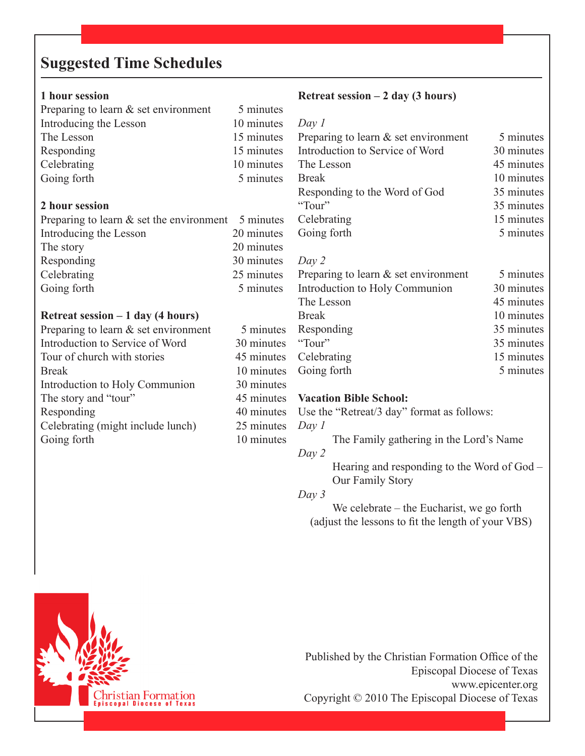## Suggested Time Schedules

**1 hour session**

| | |
|---|---|
| Preparing to learn & set environment | 5 minutes |
| Introducing the Lesson | 10 minutes |
| The Lesson | 15 minutes |
| Responding | 15 minutes |
| Celebrating | 10 minutes |
| Going forth | 5 minutes |

**2 hour session**

| | |
|---|---|
| Preparing to learn & set the environment | 5 minutes |
| Introducing the Lesson | 20 minutes |
| The story | 20 minutes |
| Responding | 30 minutes |
| Celebrating | 25 minutes |
| Going forth | 5 minutes |

**Retreat session – 1 day (4 hours)**

| | |
|---|---|
| Preparing to learn & set environment | 5 minutes |
| Introduction to Service of Word | 30 minutes |
| Tour of church with stories | 45 minutes |
| Break | 10 minutes |
| Introduction to Holy Communion | 30 minutes |
| The story and "tour" | 45 minutes |
| Responding | 40 minutes |
| Celebrating (might include lunch) | 25 minutes |
| Going forth | 10 minutes |

**Retreat session – 2 day (3 hours)**

*Day 1*

| | |
|---|---|
| Preparing to learn & set environment | 5 minutes |
| Introduction to Service of Word | 30 minutes |
| The Lesson | 45 minutes |
| Break | 10 minutes |
| Responding to the Word of God | 35 minutes |
| "Tour" | 35 minutes |
| Celebrating | 15 minutes |
| Going forth | 5 minutes |

*Day 2*

| | |
|---|---|
| Preparing to learn & set environment | 5 minutes |
| Introduction to Holy Communion | 30 minutes |
| The Lesson | 45 minutes |
| Break | 10 minutes |
| Responding | 35 minutes |
| "Tour" | 35 minutes |
| Celebrating | 15 minutes |
| Going forth | 5 minutes |

**Vacation Bible School:**

Use the "Retreat/3 day" format as follows:

*Day 1*

The Family gathering in the Lord's Name

*Day 2*

Hearing and responding to the Word of God – Our Family Story

*Day 3*

We celebrate – the Eucharist, we go forth

(adjust the lessons to fit the length of your VBS)

Christian Formation
Episcopal Diocese of Texas

Published by the Christian Formation Office of the Episcopal Diocese of Texas
www.epicenter.org
Copyright © 2010 The Episcopal Diocese of Texas